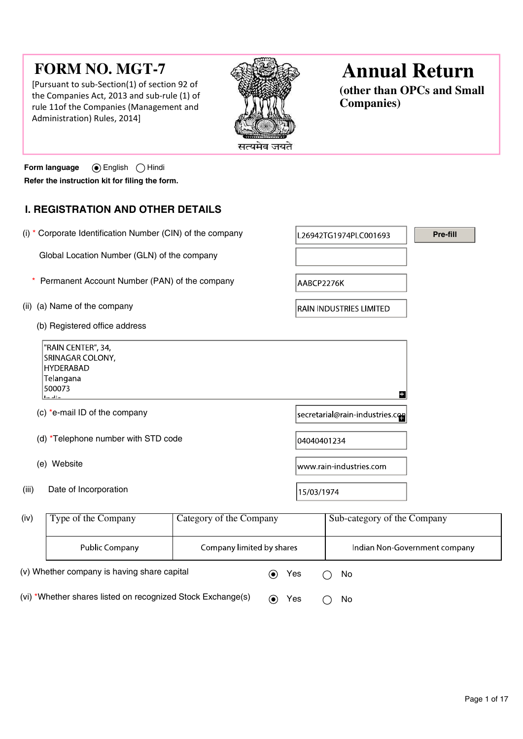# FORM NO. MGT-7

[Pursuant to sub-Section(1) of section 92 of the Companies Act, 2013 and sub-rule (1) of rule 11of the Companies (Management and Administration) Rules, 2014]

सत्यमेव जयते

# Annual Return

**(other than OPCs and Small Companies)**

**Form language** ◉ English ◯ Hindi

**Refer the instruction kit for filing the form.**

## I. REGISTRATION AND OTHER DETAILS

(i) * Corporate Identification Number (CIN) of the company: L26942TG1974PLC001693 [Pre-fill]

Global Location Number (GLN) of the company:

\* Permanent Account Number (PAN) of the company: AABCP2276K

(ii) (a) Name of the company: RAIN INDUSTRIES LIMITED

(b) Registered office address

"RAIN CENTER", 34,
SRINAGAR COLONY,
HYDERABAD
Telangana
500073
India

(c) *e-mail ID of the company: secretarial@rain-industries.com

(d) *Telephone number with STD code: 04040401234

(e) Website: www.rain-industries.com

(iii) Date of Incorporation: 15/03/1974

(iv)

| Type of the Company | Category of the Company | Sub-category of the Company |
|---|---|---|
| Public Company | Company limited by shares | Indian Non-Government company |

(v) Whether company is having share capital ◉ Yes ◯ No

(vi) *Whether shares listed on recognized Stock Exchange(s) ◉ Yes ◯ No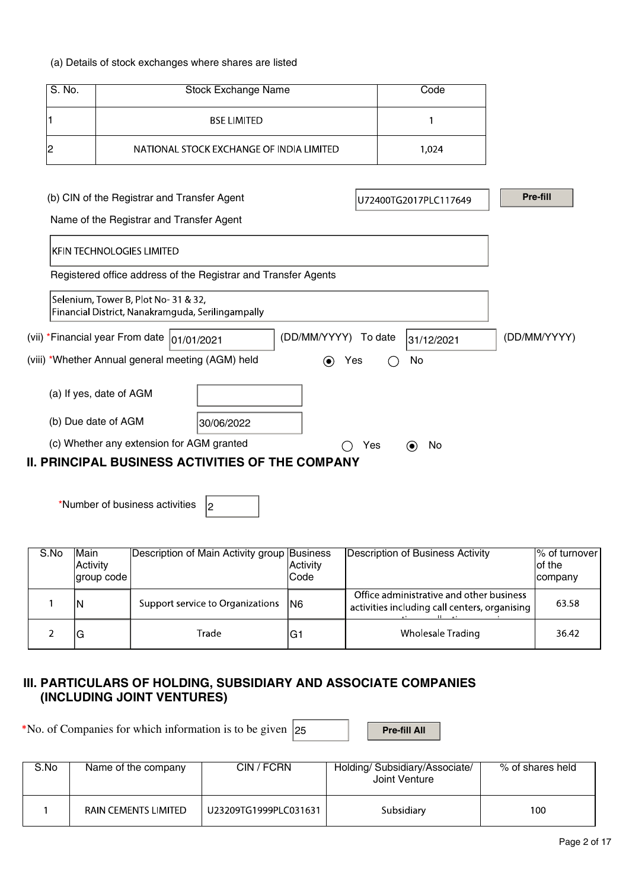(a) Details of stock exchanges where shares are listed

| S. No. | Stock Exchange Name | Code |
|---|---|---|
| 1 | BSE LIMITED | 1 |
| 2 | NATIONAL STOCK EXCHANGE OF INDIA LIMITED | 1,024 |

(b) CIN of the Registrar and Transfer Agent U72400TG2017PLC117649 **Pre-fill**

Name of the Registrar and Transfer Agent

KFIN TECHNOLOGIES LIMITED

Registered office address of the Registrar and Transfer Agents

Selenium, Tower B, Plot No- 31 & 32,
Financial District, Nanakramguda, Serilingampally

(vii) *Financial year From date 01/01/2021 (DD/MM/YYYY) To date 31/12/2021 (DD/MM/YYYY)

(viii) *Whether Annual general meeting (AGM) held ◉ Yes ○ No

(a) If yes, date of AGM

(b) Due date of AGM 30/06/2022

(c) Whether any extension for AGM granted ○ Yes ◉ No

## II. PRINCIPAL BUSINESS ACTIVITIES OF THE COMPANY

*Number of business activities 2

| S.No | Main Activity group code | Description of Main Activity group | Business Activity Code | Description of Business Activity | % of turnover of the company |
|---|---|---|---|---|---|
| 1 | N | Support service to Organizations | N6 | Office administrative and other business activities including call centers, organising | 63.58 |
| 2 | G | Trade | G1 | Wholesale Trading | 36.42 |

## III. PARTICULARS OF HOLDING, SUBSIDIARY AND ASSOCIATE COMPANIES (INCLUDING JOINT VENTURES)

*No. of Companies for which information is to be given 25 **Pre-fill All**

| S.No | Name of the company | CIN / FCRN | Holding/ Subsidiary/Associate/ Joint Venture | % of shares held |
|---|---|---|---|---|
| 1 | RAIN CEMENTS LIMITED | U23209TG1999PLC031631 | Subsidiary | 100 |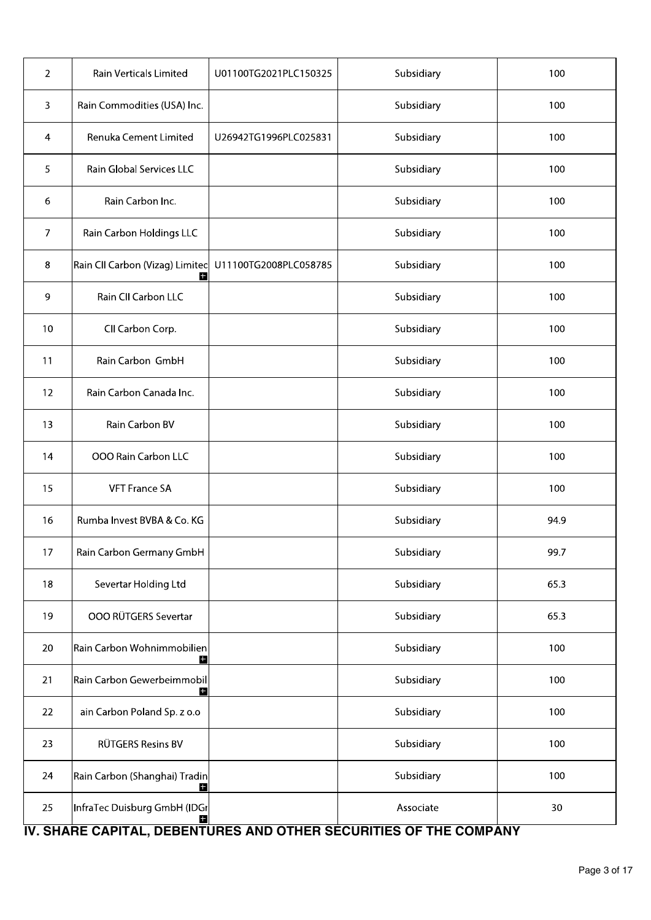| 2 | Rain Verticals Limited | U01100TG2021PLC150325 | Subsidiary | 100 |
|---|---|---|---|---|
| 3 | Rain Commodities (USA) Inc. | | Subsidiary | 100 |
| 4 | Renuka Cement Limited | U26942TG1996PLC025831 | Subsidiary | 100 |
| 5 | Rain Global Services LLC | | Subsidiary | 100 |
| 6 | Rain Carbon Inc. | | Subsidiary | 100 |
| 7 | Rain Carbon Holdings LLC | | Subsidiary | 100 |
| 8 | Rain CII Carbon (Vizag) Limitec | U11100TG2008PLC058785 | Subsidiary | 100 |
| 9 | Rain CII Carbon LLC | | Subsidiary | 100 |
| 10 | CII Carbon Corp. | | Subsidiary | 100 |
| 11 | Rain Carbon GmbH | | Subsidiary | 100 |
| 12 | Rain Carbon Canada Inc. | | Subsidiary | 100 |
| 13 | Rain Carbon BV | | Subsidiary | 100 |
| 14 | OOO Rain Carbon LLC | | Subsidiary | 100 |
| 15 | VFT France SA | | Subsidiary | 100 |
| 16 | Rumba Invest BVBA & Co. KG | | Subsidiary | 94.9 |
| 17 | Rain Carbon Germany GmbH | | Subsidiary | 99.7 |
| 18 | Severtar Holding Ltd | | Subsidiary | 65.3 |
| 19 | OOO RÜTGERS Severtar | | Subsidiary | 65.3 |
| 20 | Rain Carbon Wohnimmobilien | | Subsidiary | 100 |
| 21 | Rain Carbon Gewerbeimmobil | | Subsidiary | 100 |
| 22 | ain Carbon Poland Sp. z o.o | | Subsidiary | 100 |
| 23 | RÜTGERS Resins BV | | Subsidiary | 100 |
| 24 | Rain Carbon (Shanghai) Tradin | | Subsidiary | 100 |
| 25 | InfraTec Duisburg GmbH (IDGr | | Associate | 30 |

## IV. SHARE CAPITAL, DEBENTURES AND OTHER SECURITIES OF THE COMPANY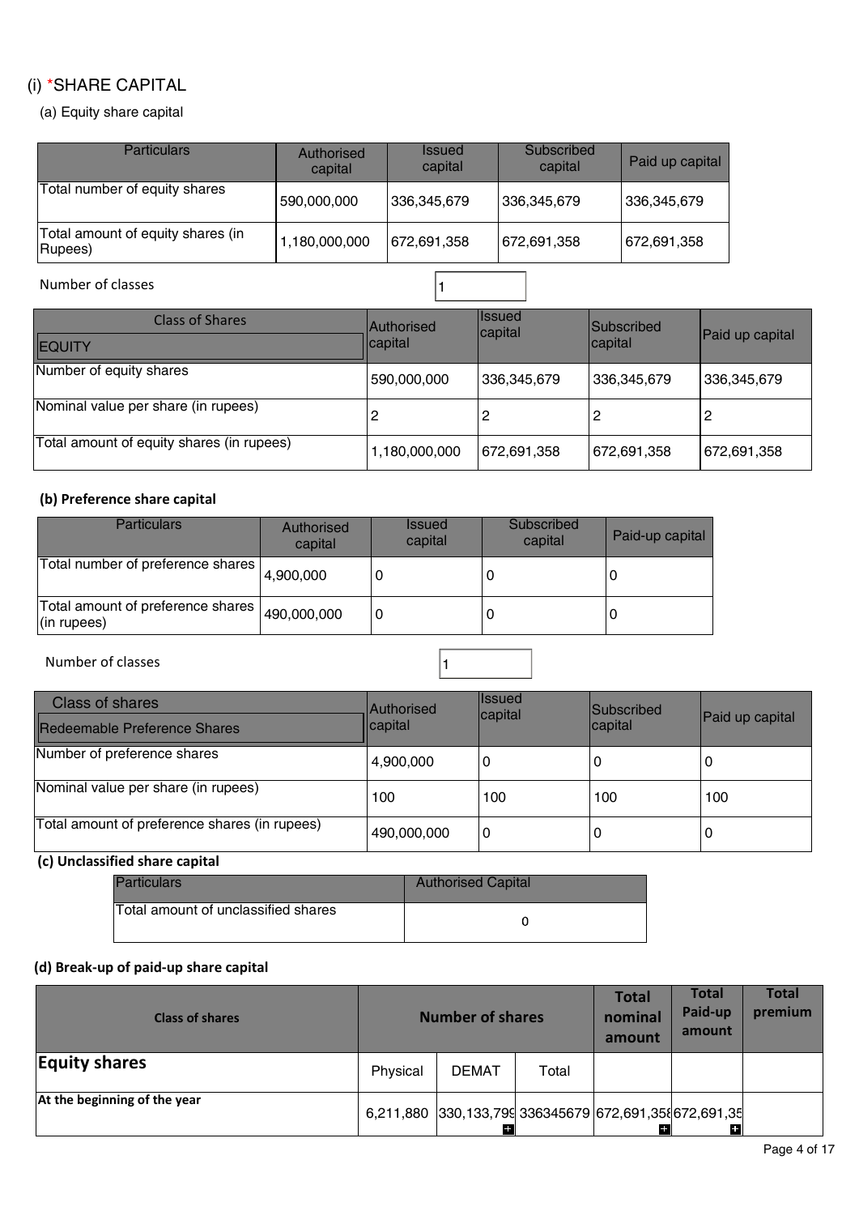## (i) *SHARE CAPITAL

### (a) Equity share capital

| Particulars | Authorised capital | Issued capital | Subscribed capital | Paid up capital |
|---|---|---|---|---|
| Total number of equity shares | 590,000,000 | 336,345,679 | 336,345,679 | 336,345,679 |
| Total amount of equity shares (in Rupees) | 1,180,000,000 | 672,691,358 | 672,691,358 | 672,691,358 |

Number of classes: 1

| Class of Shares<br>EQUITY | Authorised capital | Issued capital | Subscribed capital | Paid up capital |
|---|---|---|---|---|
| Number of equity shares | 590,000,000 | 336,345,679 | 336,345,679 | 336,345,679 |
| Nominal value per share (in rupees) | 2 | 2 | 2 | 2 |
| Total amount of equity shares (in rupees) | 1,180,000,000 | 672,691,358 | 672,691,358 | 672,691,358 |

### (b) Preference share capital

| Particulars | Authorised capital | Issued capital | Subscribed capital | Paid-up capital |
|---|---|---|---|---|
| Total number of preference shares | 4,900,000 | 0 | 0 | 0 |
| Total amount of preference shares (in rupees) | 490,000,000 | 0 | 0 | 0 |

Number of classes: 1

| Class of shares<br>Redeemable Preference Shares | Authorised capital | Issued capital | Subscribed capital | Paid up capital |
|---|---|---|---|---|
| Number of preference shares | 4,900,000 | 0 | 0 | 0 |
| Nominal value per share (in rupees) | 100 | 100 | 100 | 100 |
| Total amount of preference shares (in rupees) | 490,000,000 | 0 | 0 | 0 |

### (c) Unclassified share capital

| Particulars | Authorised Capital |
|---|---|
| Total amount of unclassified shares | 0 |

### (d) Break-up of paid-up share capital

| Class of shares | Number of shares | | | Total nominal amount | Total Paid-up amount | Total premium |
|---|---|---|---|---|---|---|
| **Equity shares** | Physical | DEMAT | Total | | | |
| At the beginning of the year | 6,211,880 | 330,133,799 | 336345679 | 672,691,358 | 672,691,35 | |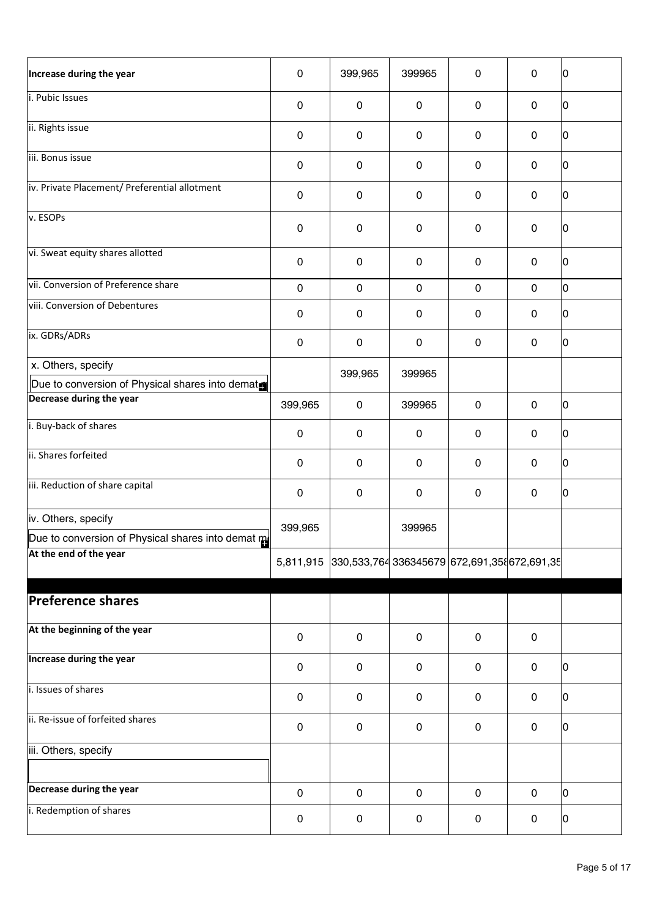| | | | | | | |
|---|---|---|---|---|---|---|
| **Increase during the year** | 0 | 399,965 | 399965 | 0 | 0 | 0 |
| i. Pubic Issues | 0 | 0 | 0 | 0 | 0 | 0 |
| ii. Rights issue | 0 | 0 | 0 | 0 | 0 | 0 |
| iii. Bonus issue | 0 | 0 | 0 | 0 | 0 | 0 |
| iv. Private Placement/ Preferential allotment | 0 | 0 | 0 | 0 | 0 | 0 |
| v. ESOPs | 0 | 0 | 0 | 0 | 0 | 0 |
| vi. Sweat equity shares allotted | 0 | 0 | 0 | 0 | 0 | 0 |
| vii. Conversion of Preference share | 0 | 0 | 0 | 0 | 0 | 0 |
| viii. Conversion of Debentures | 0 | 0 | 0 | 0 | 0 | 0 |
| ix. GDRs/ADRs | 0 | 0 | 0 | 0 | 0 | 0 |
| x. Others, specify<br>Due to conversion of Physical shares into demat | | 399,965 | 399965 | | | |
| **Decrease during the year** | 399,965 | 0 | 399965 | 0 | 0 | 0 |
| i. Buy-back of shares | 0 | 0 | 0 | 0 | 0 | 0 |
| ii. Shares forfeited | 0 | 0 | 0 | 0 | 0 | 0 |
| iii. Reduction of share capital | 0 | 0 | 0 | 0 | 0 | 0 |
| iv. Others, specify<br>Due to conversion of Physical shares into demat m | 399,965 | | 399965 | | | |
| **At the end of the year** | 5,811,915 | 330,533,764 | 336345679 | 672,691,358 | 672,691,35 | |
| | | | | | | |
| **Preference shares** | | | | | | |
| **At the beginning of the year** | 0 | 0 | 0 | 0 | 0 | |
| **Increase during the year** | 0 | 0 | 0 | 0 | 0 | 0 |
| i. Issues of shares | 0 | 0 | 0 | 0 | 0 | 0 |
| ii. Re-issue of forfeited shares | 0 | 0 | 0 | 0 | 0 | 0 |
| iii. Others, specify | | | | | | |
| **Decrease during the year** | 0 | 0 | 0 | 0 | 0 | 0 |
| i. Redemption of shares | 0 | 0 | 0 | 0 | 0 | 0 |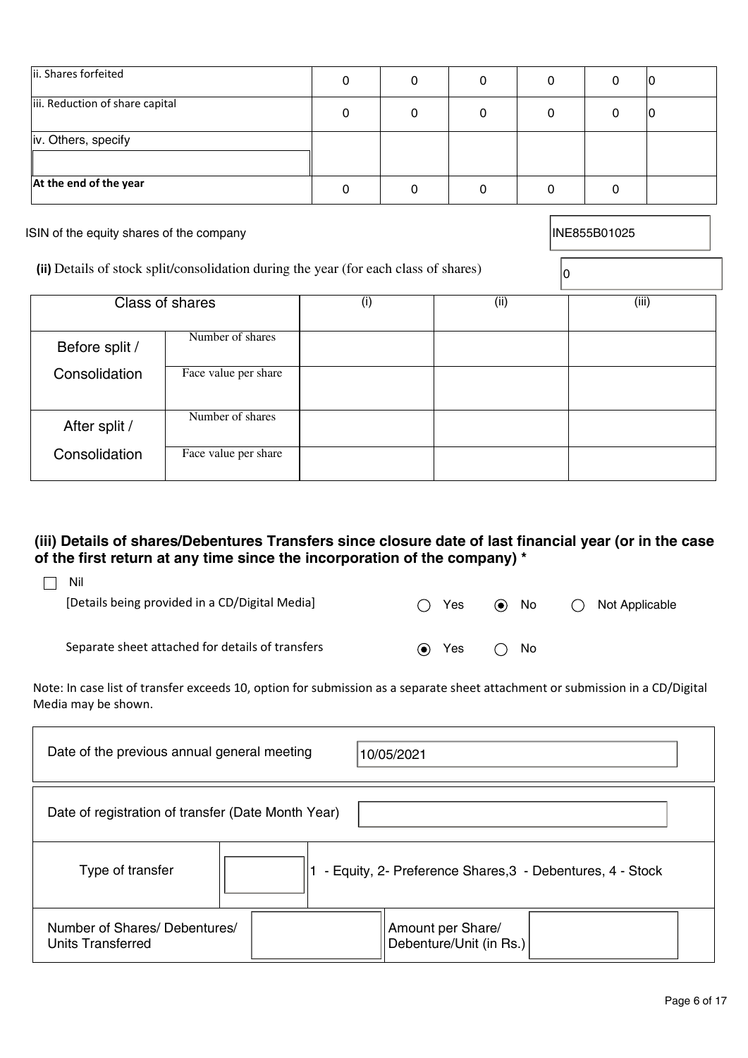| | | | | | | |
|---|---|---|---|---|---|---|
| ii. Shares forfeited | 0 | 0 | 0 | 0 | 0 | 0 |
| iii. Reduction of share capital | 0 | 0 | 0 | 0 | 0 | 0 |
| iv. Others, specify | | | | | | |
| At the end of the year | 0 | 0 | 0 | 0 | 0 | |

ISIN of the equity shares of the company: INE855B01025

**(ii)** Details of stock split/consolidation during the year (for each class of shares): 0

| Class of shares | | (i) | (ii) | (iii) |
|---|---|---|---|---|
| Before split / Consolidation | Number of shares | | | |
| | Face value per share | | | |
| After split / Consolidation | Number of shares | | | |
| | Face value per share | | | |

### (iii) Details of shares/Debentures Transfers since closure date of last financial year (or in the case of the first return at any time since the incorporation of the company) *

☐ Nil

[Details being provided in a CD/Digital Media] ○ Yes ◉ No ○ Not Applicable

Separate sheet attached for details of transfers ◉ Yes ○ No

Note: In case list of transfer exceeds 10, option for submission as a separate sheet attachment or submission in a CD/Digital Media may be shown.

| | |
|---|---|
| Date of the previous annual general meeting | 10/05/2021 |
| Date of registration of transfer (Date Month Year) | |
| Type of transfer | 1 - Equity, 2- Preference Shares,3 - Debentures, 4 - Stock |
| Number of Shares/ Debentures/ Units Transferred | |
| Amount per Share/ Debenture/Unit (in Rs.) | |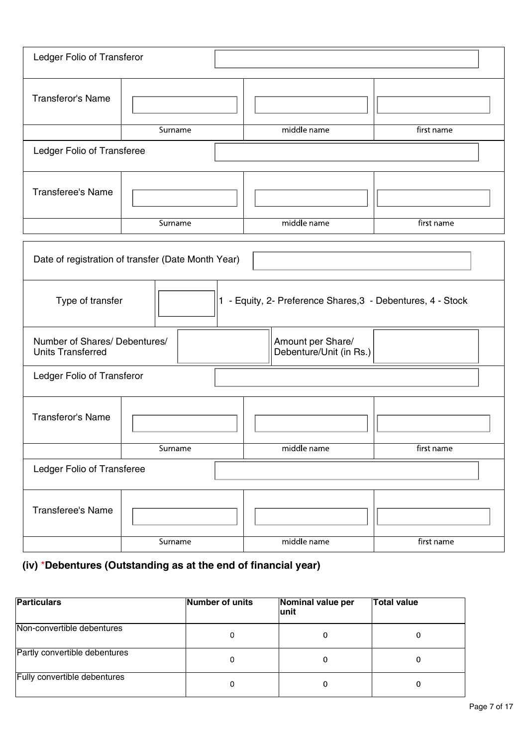| Ledger Folio of Transferor | | | |
|---|---|---|---|
| Transferor's Name | | | |
| | Surname | middle name | first name |

| Ledger Folio of Transferee | | | |
|---|---|---|---|
| Transferee's Name | | | |
| | Surname | middle name | first name |

| Date of registration of transfer (Date Month Year) | | | |
|---|---|---|---|
| Type of transfer | | 1 - Equity, 2- Preference Shares,3 - Debentures, 4 - Stock | |
| Number of Shares/ Debentures/ Units Transferred | | Amount per Share/ Debenture/Unit (in Rs.) | |

| Ledger Folio of Transferor | | | |
|---|---|---|---|
| Transferor's Name | | | |
| | Surname | middle name | first name |

| Ledger Folio of Transferee | | | |
|---|---|---|---|
| Transferee's Name | | | |
| | Surname | middle name | first name |

### (iv) *Debentures (Outstanding as at the end of financial year)

| Particulars | Number of units | Nominal value per unit | Total value |
|---|---|---|---|
| Non-convertible debentures | 0 | 0 | 0 |
| Partly convertible debentures | 0 | 0 | 0 |
| Fully convertible debentures | 0 | 0 | 0 |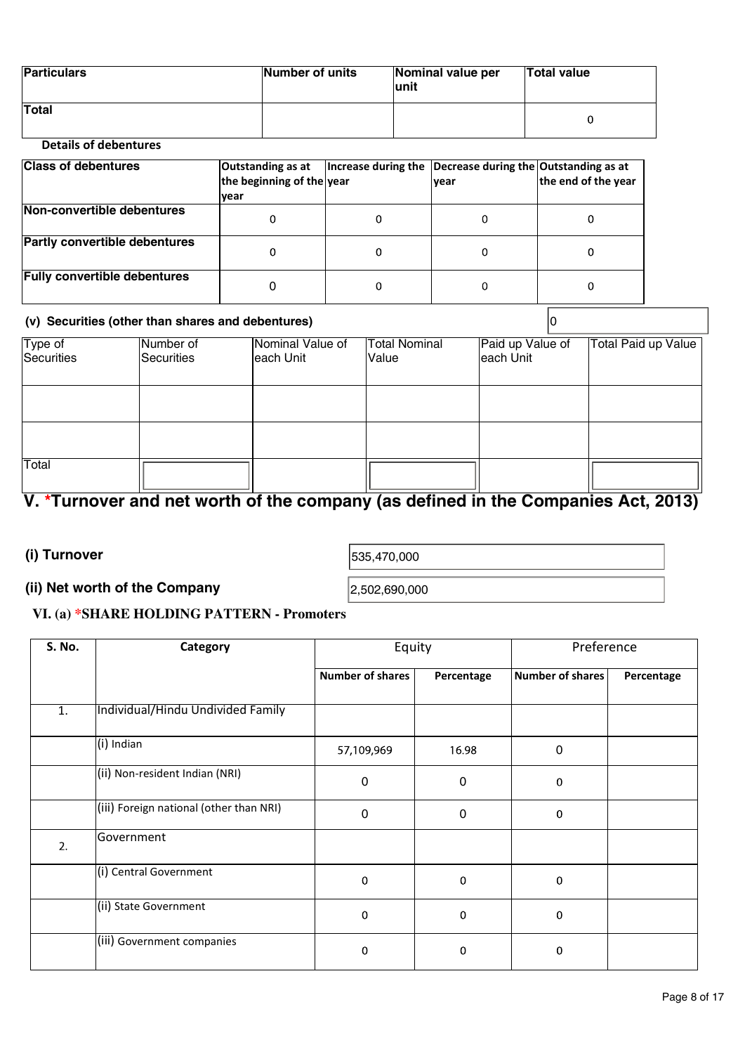| Particulars | Number of units | Nominal value per unit | Total value |
|---|---|---|---|
| Total | | | 0 |

**Details of debentures**

| Class of debentures | Outstanding as at the beginning of the year | Increase during the year | Decrease during the year | Outstanding as at the end of the year |
|---|---|---|---|---|
| Non-convertible debentures | 0 | 0 | 0 | 0 |
| Partly convertible debentures | 0 | 0 | 0 | 0 |
| Fully convertible debentures | 0 | 0 | 0 | 0 |

**(v) Securities (other than shares and debentures)** 0

| Type of Securities | Number of Securities | Nominal Value of each Unit | Total Nominal Value | Paid up Value of each Unit | Total Paid up Value |
|---|---|---|---|---|---|
| | | | | | |
| | | | | | |
| Total | | | | | |

## V. *Turnover and net worth of the company (as defined in the Companies Act, 2013)

**(i) Turnover** 535,470,000

**(ii) Net worth of the Company** 2,502,690,000

### VI. (a) *SHARE HOLDING PATTERN - Promoters

| S. No. | Category | Equity | | Preference | |
|---|---|---|---|---|---|
| | | Number of shares | Percentage | Number of shares | Percentage |
| 1. | Individual/Hindu Undivided Family | | | | |
| | (i) Indian | 57,109,969 | 16.98 | 0 | |
| | (ii) Non-resident Indian (NRI) | 0 | 0 | 0 | |
| | (iii) Foreign national (other than NRI) | 0 | 0 | 0 | |
| 2. | Government | | | | |
| | (i) Central Government | 0 | 0 | 0 | |
| | (ii) State Government | 0 | 0 | 0 | |
| | (iii) Government companies | 0 | 0 | 0 | |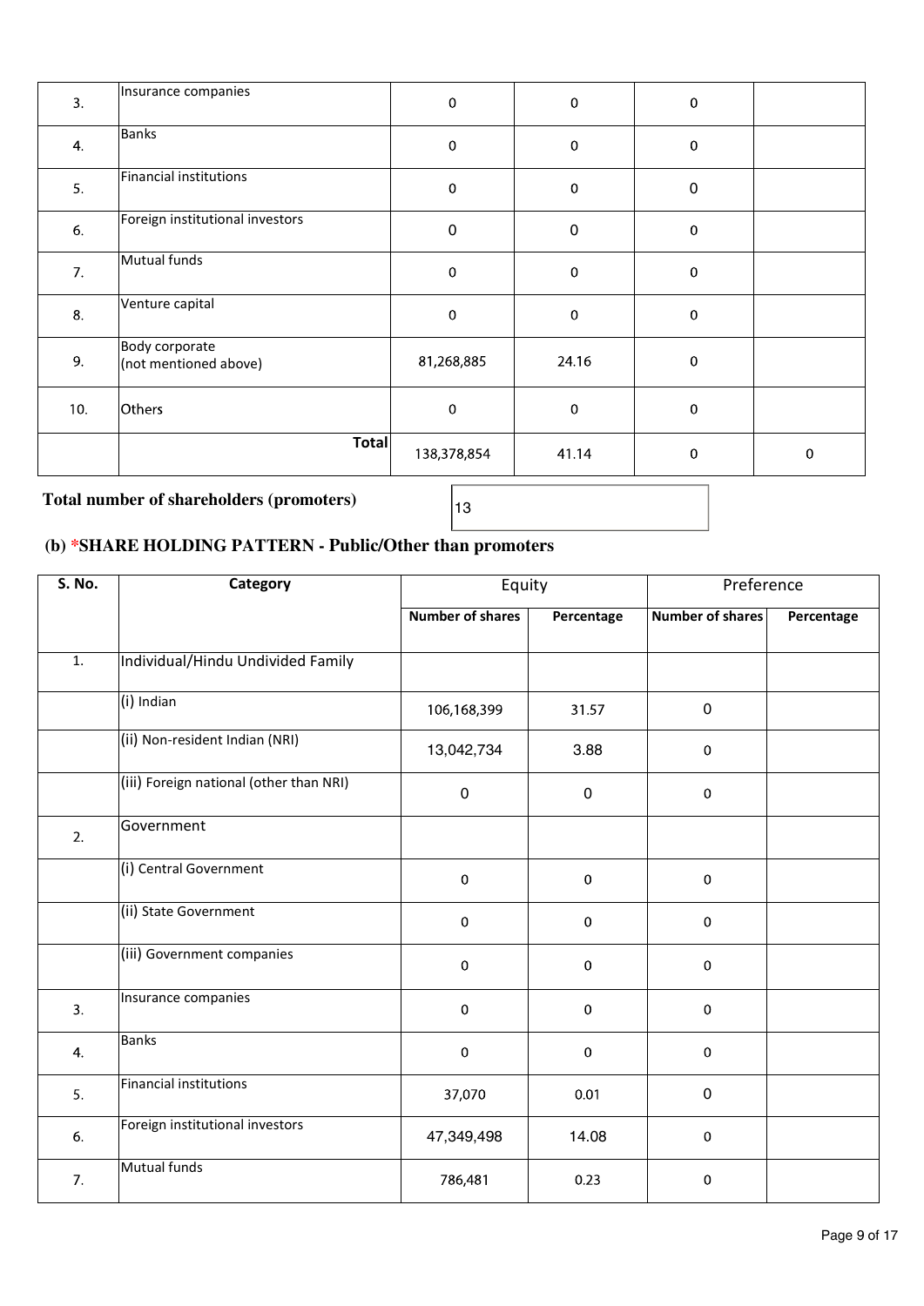| | | | | | |
|---|---|---|---|---|---|
| 3. | Insurance companies | 0 | 0 | 0 | |
| 4. | Banks | 0 | 0 | 0 | |
| 5. | Financial institutions | 0 | 0 | 0 | |
| 6. | Foreign institutional investors | 0 | 0 | 0 | |
| 7. | Mutual funds | 0 | 0 | 0 | |
| 8. | Venture capital | 0 | 0 | 0 | |
| 9. | Body corporate (not mentioned above) | 81,268,885 | 24.16 | 0 | |
| 10. | Others | 0 | 0 | 0 | |
| | **Total** | 138,378,854 | 41.14 | 0 | 0 |

**Total number of shareholders (promoters)** 13

### (b) *SHARE HOLDING PATTERN - Public/Other than promoters

| S. No. | Category | Equity | | Preference | |
|---|---|---|---|---|---|
| | | **Number of shares** | **Percentage** | **Number of shares** | **Percentage** |
| 1. | Individual/Hindu Undivided Family | | | | |
| | (i) Indian | 106,168,399 | 31.57 | 0 | |
| | (ii) Non-resident Indian (NRI) | 13,042,734 | 3.88 | 0 | |
| | (iii) Foreign national (other than NRI) | 0 | 0 | 0 | |
| 2. | Government | | | | |
| | (i) Central Government | 0 | 0 | 0 | |
| | (ii) State Government | 0 | 0 | 0 | |
| | (iii) Government companies | 0 | 0 | 0 | |
| 3. | Insurance companies | 0 | 0 | 0 | |
| 4. | Banks | 0 | 0 | 0 | |
| 5. | Financial institutions | 37,070 | 0.01 | 0 | |
| 6. | Foreign institutional investors | 47,349,498 | 14.08 | 0 | |
| 7. | Mutual funds | 786,481 | 0.23 | 0 | |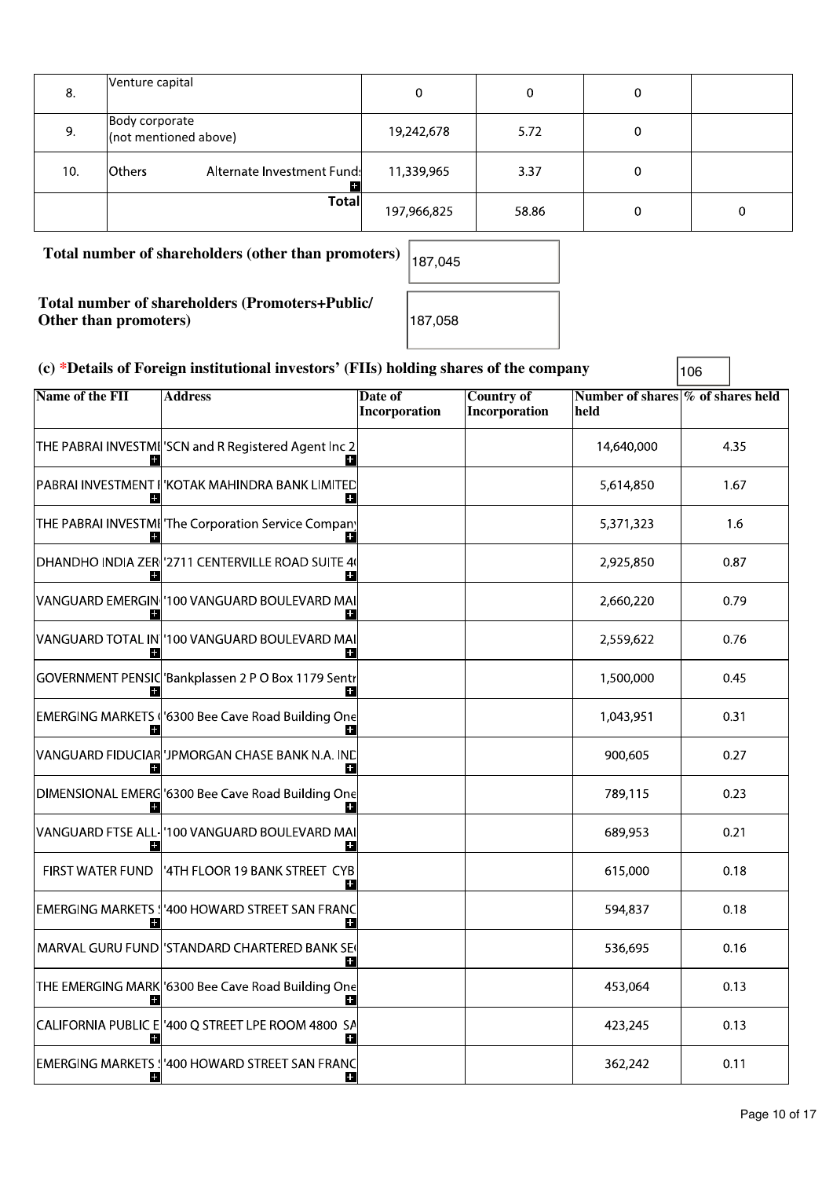| 8. | Venture capital | 0 | 0 | 0 | |
|---|---|---|---|---|---|
| 9. | Body corporate (not mentioned above) | 19,242,678 | 5.72 | 0 | |
| 10. | Others Alternate Investment Fund | 11,339,965 | 3.37 | 0 | |
| | Total | 197,966,825 | 58.86 | 0 | 0 |

**Total number of shareholders (other than promoters)** 187,045

**Total number of shareholders (Promoters+Public/ Other than promoters)** 187,058

**(c) *Details of Foreign institutional investors' (FIIs) holding shares of the company** 106

| Name of the FII | Address | Date of Incorporation | Country of Incorporation | Number of shares held | % of shares held |
|---|---|---|---|---|---|
| THE PABRAI INVESTMI | 'SCN and R Registered Agent Inc 2 | | | 14,640,000 | 4.35 |
| PABRAI INVESTMENT I | 'KOTAK MAHINDRA BANK LIMITED | | | 5,614,850 | 1.67 |
| THE PABRAI INVESTMI | 'The Corporation Service Compan | | | 5,371,323 | 1.6 |
| DHANDHO INDIA ZER | '2711 CENTERVILLE ROAD SUITE 4( | | | 2,925,850 | 0.87 |
| VANGUARD EMERGIN | '100 VANGUARD BOULEVARD MAI | | | 2,660,220 | 0.79 |
| VANGUARD TOTAL IN | '100 VANGUARD BOULEVARD MAI | | | 2,559,622 | 0.76 |
| GOVERNMENT PENSIC | 'Bankplassen 2 P O Box 1179 Sentr | | | 1,500,000 | 0.45 |
| EMERGING MARKETS ( | '6300 Bee Cave Road Building One | | | 1,043,951 | 0.31 |
| VANGUARD FIDUCIAR | 'JPMORGAN CHASE BANK N.A. INC | | | 900,605 | 0.27 |
| DIMENSIONAL EMERG | '6300 Bee Cave Road Building One | | | 789,115 | 0.23 |
| VANGUARD FTSE ALL- | '100 VANGUARD BOULEVARD MAI | | | 689,953 | 0.21 |
| FIRST WATER FUND | '4TH FLOOR 19 BANK STREET CYB | | | 615,000 | 0.18 |
| EMERGING MARKETS ! | '400 HOWARD STREET SAN FRANC | | | 594,837 | 0.18 |
| MARVAL GURU FUND | 'STANDARD CHARTERED BANK SE( | | | 536,695 | 0.16 |
| THE EMERGING MARK | '6300 Bee Cave Road Building One | | | 453,064 | 0.13 |
| CALIFORNIA PUBLIC E | '400 Q STREET LPE ROOM 4800 SA | | | 423,245 | 0.13 |
| EMERGING MARKETS ! | '400 HOWARD STREET SAN FRANC | | | 362,242 | 0.11 |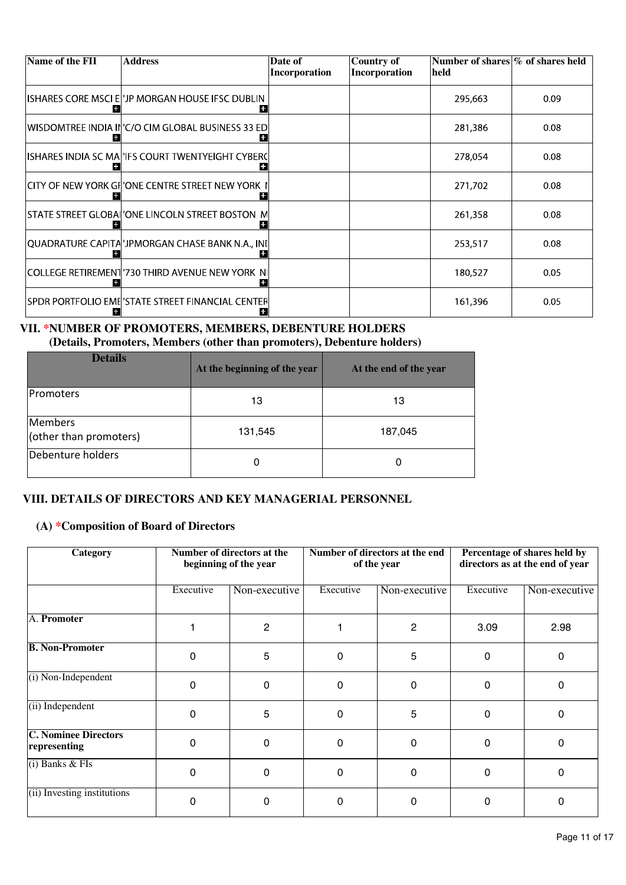| Name of the FII | Address | Date of Incorporation | Country of Incorporation | Number of shares held | % of shares held |
|---|---|---|---|---|---|
| ISHARES CORE MSCI E | 'JP MORGAN HOUSE IFSC DUBLIN | | | 295,663 | 0.09 |
| WISDOMTREE INDIA IN | 'C/O CIM GLOBAL BUSINESS 33 ED | | | 281,386 | 0.08 |
| ISHARES INDIA SC MA | 'IFS COURT TWENTYEIGHT CYBERC | | | 278,054 | 0.08 |
| CITY OF NEW YORK GR | 'ONE CENTRE STREET NEW YORK N | | | 271,702 | 0.08 |
| STATE STREET GLOBAL | 'ONE LINCOLN STREET BOSTON M | | | 261,358 | 0.08 |
| QUADRATURE CAPITA | 'JPMORGAN CHASE BANK N.A., IND | | | 253,517 | 0.08 |
| COLLEGE RETIREMENT | '730 THIRD AVENUE NEW YORK NI | | | 180,527 | 0.05 |
| SPDR PORTFOLIO EME | 'STATE STREET FINANCIAL CENTER | | | 161,396 | 0.05 |

## VII. *NUMBER OF PROMOTERS, MEMBERS, DEBENTURE HOLDERS

**(Details, Promoters, Members (other than promoters), Debenture holders)**

| Details | At the beginning of the year | At the end of the year |
|---|---|---|
| Promoters | 13 | 13 |
| Members (other than promoters) | 131,545 | 187,045 |
| Debenture holders | 0 | 0 |

## VIII. DETAILS OF DIRECTORS AND KEY MANAGERIAL PERSONNEL

### (A) *Composition of Board of Directors

| Category | Number of directors at the beginning of the year | | Number of directors at the end of the year | | Percentage of shares held by directors as at the end of year | |
|---|---|---|---|---|---|---|
| | Executive | Non-executive | Executive | Non-executive | Executive | Non-executive |
| A. **Promoter** | 1 | 2 | 1 | 2 | 3.09 | 2.98 |
| **B. Non-Promoter** | 0 | 5 | 0 | 5 | 0 | 0 |
| (i) Non-Independent | 0 | 0 | 0 | 0 | 0 | 0 |
| (ii) Independent | 0 | 5 | 0 | 5 | 0 | 0 |
| **C. Nominee Directors representing** | 0 | 0 | 0 | 0 | 0 | 0 |
| (i) Banks & FIs | 0 | 0 | 0 | 0 | 0 | 0 |
| (ii) Investing institutions | 0 | 0 | 0 | 0 | 0 | 0 |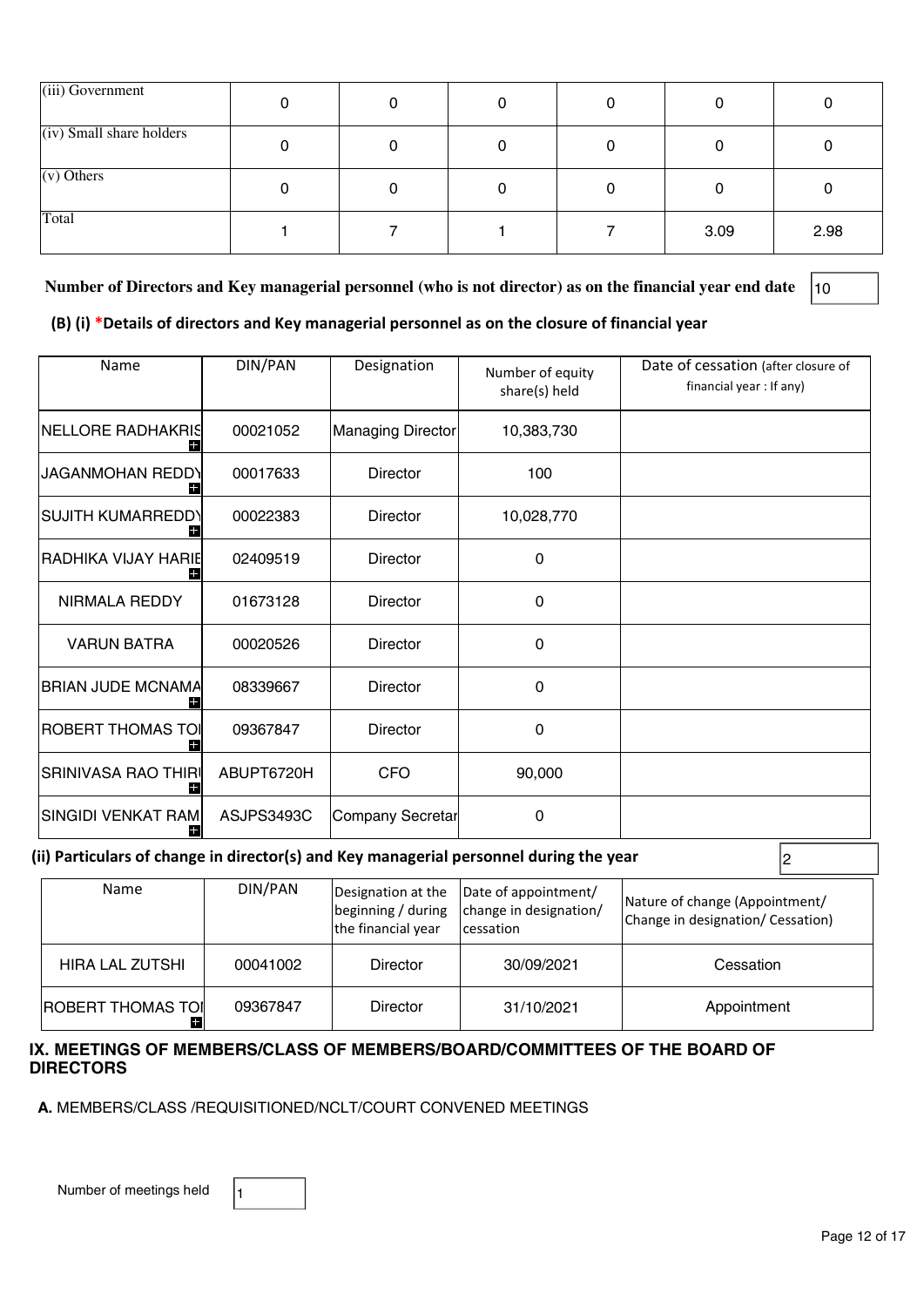| (iii) Government | 0 | 0 | 0 | 0 | 0 | 0 |
|---|---|---|---|---|---|---|
| (iv) Small share holders | 0 | 0 | 0 | 0 | 0 | 0 |
| (v) Others | 0 | 0 | 0 | 0 | 0 | 0 |
| Total | 1 | 7 | 1 | 7 | 3.09 | 2.98 |

**Number of Directors and Key managerial personnel (who is not director) as on the financial year end date** 10

**(B) (i) *Details of directors and Key managerial personnel as on the closure of financial year**

| Name | DIN/PAN | Designation | Number of equity share(s) held | Date of cessation (after closure of financial year : If any) |
|---|---|---|---|---|
| NELLORE RADHAKRIS | 00021052 | Managing Director | 10,383,730 | |
| JAGANMOHAN REDDY | 00017633 | Director | 100 | |
| SUJITH KUMARREDDY | 00022383 | Director | 10,028,770 | |
| RADHIKA VIJAY HARIE | 02409519 | Director | 0 | |
| NIRMALA REDDY | 01673128 | Director | 0 | |
| VARUN BATRA | 00020526 | Director | 0 | |
| BRIAN JUDE MCNAMA | 08339667 | Director | 0 | |
| ROBERT THOMAS TOI | 09367847 | Director | 0 | |
| SRINIVASA RAO THIRI | ABUPT6720H | CFO | 90,000 | |
| SINGIDI VENKAT RAM | ASJPS3493C | Company Secretar | 0 | |

**(ii) Particulars of change in director(s) and Key managerial personnel during the year** 2

| Name | DIN/PAN | Designation at the beginning / during the financial year | Date of appointment/ change in designation/ cessation | Nature of change (Appointment/ Change in designation/ Cessation) |
|---|---|---|---|---|
| HIRA LAL ZUTSHI | 00041002 | Director | 30/09/2021 | Cessation |
| ROBERT THOMAS TOI | 09367847 | Director | 31/10/2021 | Appointment |

## IX. MEETINGS OF MEMBERS/CLASS OF MEMBERS/BOARD/COMMITTEES OF THE BOARD OF DIRECTORS

**A.** MEMBERS/CLASS /REQUISITIONED/NCLT/COURT CONVENED MEETINGS

Number of meetings held 1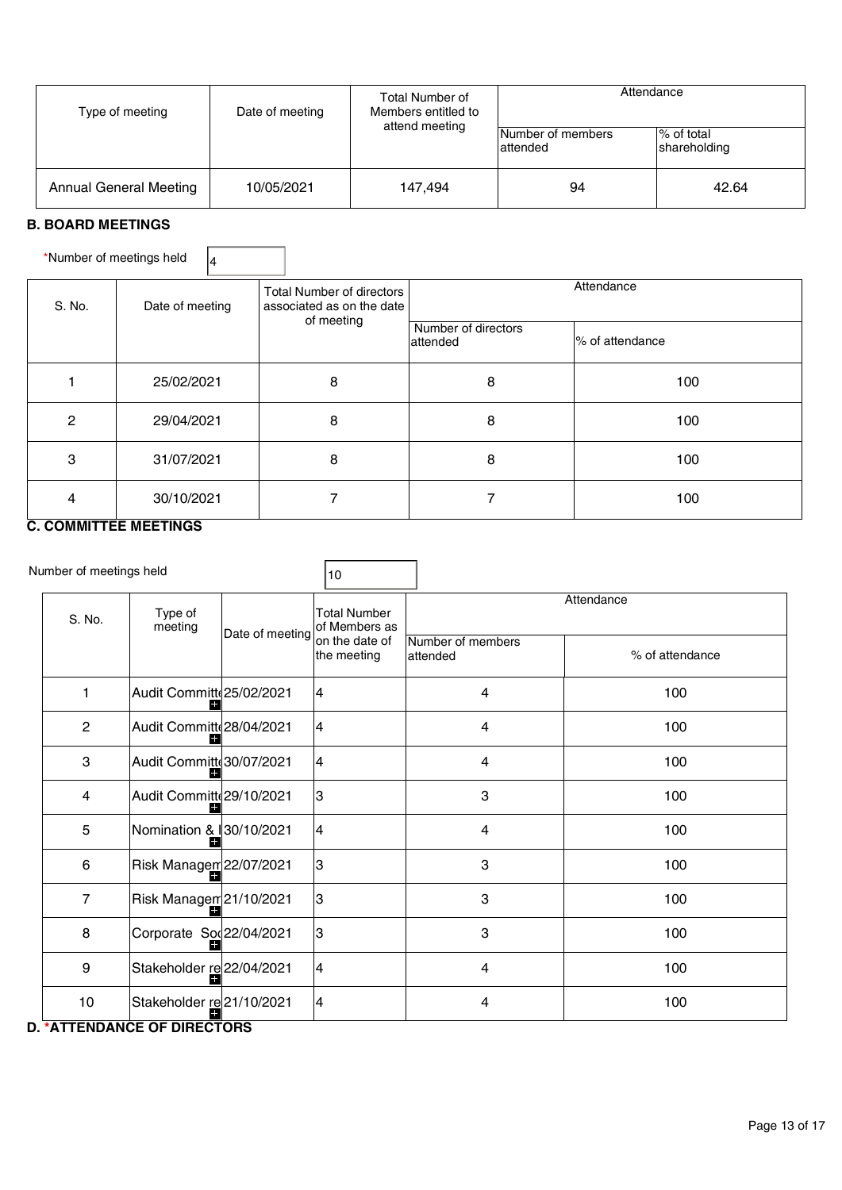| Type of meeting | Date of meeting | Total Number of Members entitled to attend meeting | Attendance | |
|---|---|---|---|---|
| | | | Number of members attended | % of total shareholding |
| Annual General Meeting | 10/05/2021 | 147,494 | 94 | 42.64 |

### B. BOARD MEETINGS

*Number of meetings held: 4

| S. No. | Date of meeting | Total Number of directors associated as on the date of meeting | Attendance | |
|---|---|---|---|---|
| | | | Number of directors attended | % of attendance |
| 1 | 25/02/2021 | 8 | 8 | 100 |
| 2 | 29/04/2021 | 8 | 8 | 100 |
| 3 | 31/07/2021 | 8 | 8 | 100 |
| 4 | 30/10/2021 | 7 | 7 | 100 |

### C. COMMITTEE MEETINGS

Number of meetings held: 10

| S. No. | Type of meeting | Date of meeting | Total Number of Members as on the date of the meeting | Attendance | |
|---|---|---|---|---|---|
| | | | | Number of members attended | % of attendance |
| 1 | Audit Committ | 25/02/2021 | 4 | 4 | 100 |
| 2 | Audit Committ | 28/04/2021 | 4 | 4 | 100 |
| 3 | Audit Committ | 30/07/2021 | 4 | 4 | 100 |
| 4 | Audit Committ | 29/10/2021 | 3 | 3 | 100 |
| 5 | Nomination & I | 30/10/2021 | 4 | 4 | 100 |
| 6 | Risk Managem | 22/07/2021 | 3 | 3 | 100 |
| 7 | Risk Managem | 21/10/2021 | 3 | 3 | 100 |
| 8 | Corporate So | 22/04/2021 | 3 | 3 | 100 |
| 9 | Stakeholder re | 22/04/2021 | 4 | 4 | 100 |
| 10 | Stakeholder re | 21/10/2021 | 4 | 4 | 100 |

### D. *ATTENDANCE OF DIRECTORS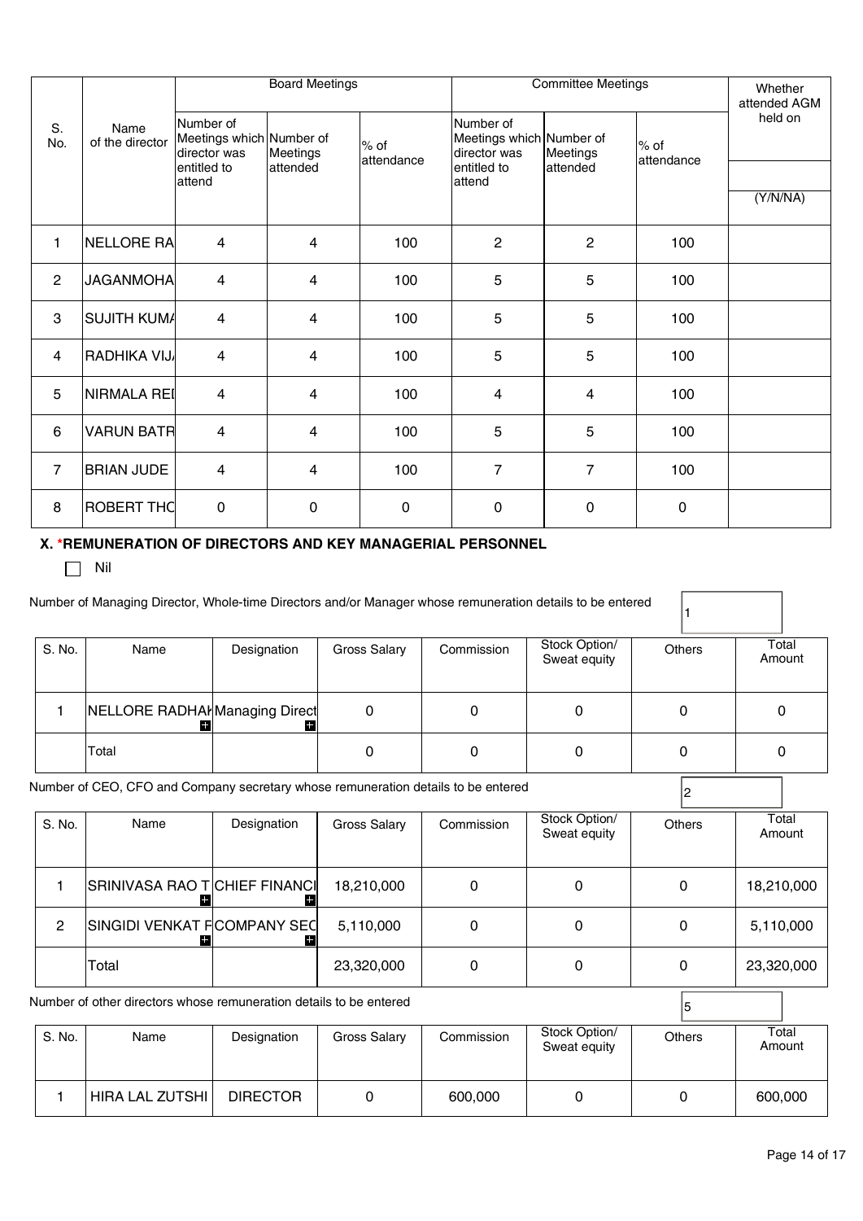| S. No. | Name of the director | Board Meetings | | | Committee Meetings | | | Whether attended AGM held on |
|---|---|---|---|---|---|---|---|---|
| | | Number of Meetings which director was entitled to attend | Number of Meetings attended | % of attendance | Number of Meetings which director was entitled to attend | Number of Meetings attended | % of attendance | (Y/N/NA) |
| 1 | NELLORE RA | 4 | 4 | 100 | 2 | 2 | 100 | |
| 2 | JAGANMOHA | 4 | 4 | 100 | 5 | 5 | 100 | |
| 3 | SUJITH KUMA | 4 | 4 | 100 | 5 | 5 | 100 | |
| 4 | RADHIKA VIJ | 4 | 4 | 100 | 5 | 5 | 100 | |
| 5 | NIRMALA RED | 4 | 4 | 100 | 4 | 4 | 100 | |
| 6 | VARUN BATR | 4 | 4 | 100 | 5 | 5 | 100 | |
| 7 | BRIAN JUDE | 4 | 4 | 100 | 7 | 7 | 100 | |
| 8 | ROBERT THO | 0 | 0 | 0 | 0 | 0 | 0 | |

### X. *REMUNERATION OF DIRECTORS AND KEY MANAGERIAL PERSONNEL

☐ Nil

Number of Managing Director, Whole-time Directors and/or Manager whose remuneration details to be entered: 1

| S. No. | Name | Designation | Gross Salary | Commission | Stock Option/ Sweat equity | Others | Total Amount |
|---|---|---|---|---|---|---|---|
| 1 | NELLORE RADHA | Managing Direct | 0 | 0 | 0 | 0 | 0 |
| | Total | | 0 | 0 | 0 | 0 | 0 |

Number of CEO, CFO and Company secretary whose remuneration details to be entered: 2

| S. No. | Name | Designation | Gross Salary | Commission | Stock Option/ Sweat equity | Others | Total Amount |
|---|---|---|---|---|---|---|---|
| 1 | SRINIVASA RAO T | CHIEF FINANCI | 18,210,000 | 0 | 0 | 0 | 18,210,000 |
| 2 | SINGIDI VENKAT F | COMPANY SEC | 5,110,000 | 0 | 0 | 0 | 5,110,000 |
| | Total | | 23,320,000 | 0 | 0 | 0 | 23,320,000 |

Number of other directors whose remuneration details to be entered: 5

| S. No. | Name | Designation | Gross Salary | Commission | Stock Option/ Sweat equity | Others | Total Amount |
|---|---|---|---|---|---|---|---|
| 1 | HIRA LAL ZUTSHI | DIRECTOR | 0 | 600,000 | 0 | 0 | 600,000 |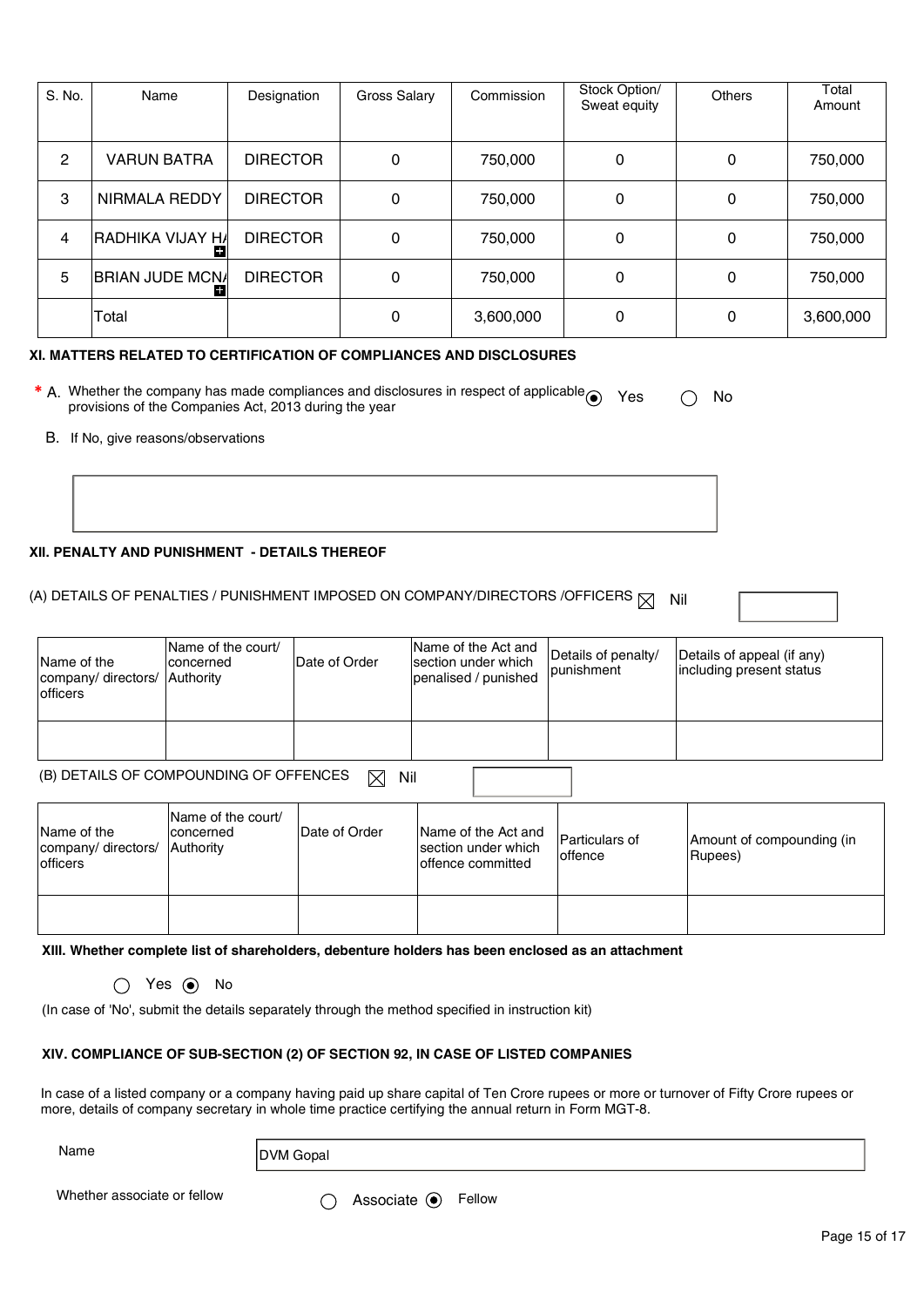| S. No. | Name | Designation | Gross Salary | Commission | Stock Option/ Sweat equity | Others | Total Amount |
|---|---|---|---|---|---|---|---|
| 2 | VARUN BATRA | DIRECTOR | 0 | 750,000 | 0 | 0 | 750,000 |
| 3 | NIRMALA REDDY | DIRECTOR | 0 | 750,000 | 0 | 0 | 750,000 |
| 4 | RADHIKA VIJAY HA | DIRECTOR | 0 | 750,000 | 0 | 0 | 750,000 |
| 5 | BRIAN JUDE MCNA | DIRECTOR | 0 | 750,000 | 0 | 0 | 750,000 |
| | Total | | 0 | 3,600,000 | 0 | 0 | 3,600,000 |

**XI. MATTERS RELATED TO CERTIFICATION OF COMPLIANCES AND DISCLOSURES**

\* A. Whether the company has made compliances and disclosures in respect of applicable provisions of the Companies Act, 2013 during the year ◉ Yes ◯ No

B. If No, give reasons/observations

**XII. PENALTY AND PUNISHMENT - DETAILS THEREOF**

(A) DETAILS OF PENALTIES / PUNISHMENT IMPOSED ON COMPANY/DIRECTORS /OFFICERS ☒ Nil

| Name of the company/ directors/ officers | Name of the court/ concerned Authority | Date of Order | Name of the Act and section under which penalised / punished | Details of penalty/ punishment | Details of appeal (if any) including present status |
|---|---|---|---|---|---|
| | | | | | |

(B) DETAILS OF COMPOUNDING OF OFFENCES ☒ Nil

| Name of the company/ directors/ officers | Name of the court/ concerned Authority | Date of Order | Name of the Act and section under which offence committed | Particulars of offence | Amount of compounding (in Rupees) |
|---|---|---|---|---|---|
| | | | | | |

**XIII. Whether complete list of shareholders, debenture holders has been enclosed as an attachment**

◯ Yes ◉ No

(In case of 'No', submit the details separately through the method specified in instruction kit)

**XIV. COMPLIANCE OF SUB-SECTION (2) OF SECTION 92, IN CASE OF LISTED COMPANIES**

In case of a listed company or a company having paid up share capital of Ten Crore rupees or more or turnover of Fifty Crore rupees or more, details of company secretary in whole time practice certifying the annual return in Form MGT-8.

Name: DVM Gopal

Whether associate or fellow ◯ Associate ◉ Fellow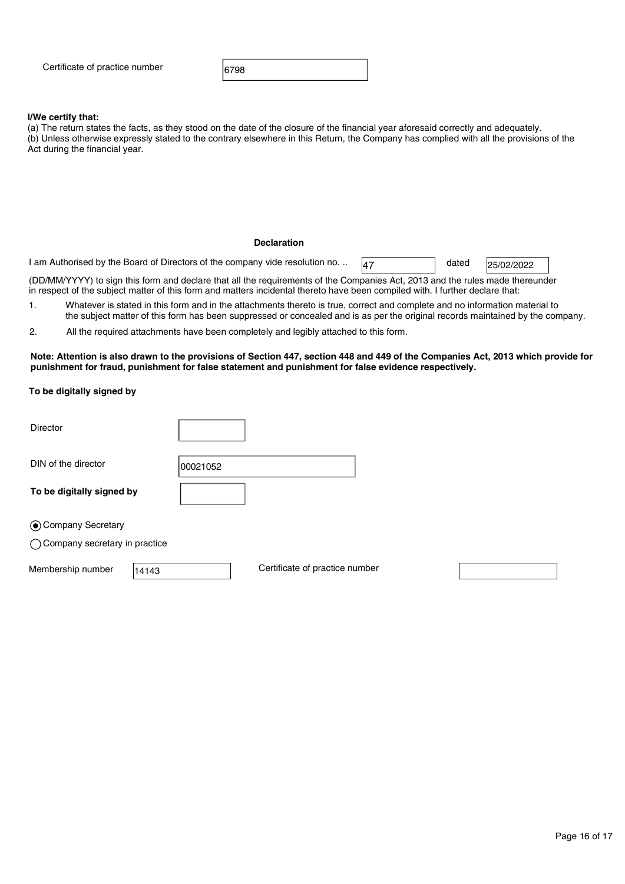Certificate of practice number: 6798

**I/We certify that:**

(a) The return states the facts, as they stood on the date of the closure of the financial year aforesaid correctly and adequately.
(b) Unless otherwise expressly stated to the contrary elsewhere in this Return, the Company has complied with all the provisions of the Act during the financial year.

**Declaration**

I am Authorised by the Board of Directors of the company vide resolution no. .. 47 dated 25/02/2022 (DD/MM/YYYY) to sign this form and declare that all the requirements of the Companies Act, 2013 and the rules made thereunder in respect of the subject matter of this form and matters incidental thereto have been compiled with. I further declare that:

1. Whatever is stated in this form and in the attachments thereto is true, correct and complete and no information material to the subject matter of this form has been suppressed or concealed and is as per the original records maintained by the company.
2. All the required attachments have been completely and legibly attached to this form.

**Note: Attention is also drawn to the provisions of Section 447, section 448 and 449 of the Companies Act, 2013 which provide for punishment for fraud, punishment for false statement and punishment for false evidence respectively.**

**To be digitally signed by**

Director

DIN of the director: 00021052

**To be digitally signed by**

(◉) Company Secretary

( ) Company secretary in practice

Membership number: 14143

Certificate of practice number: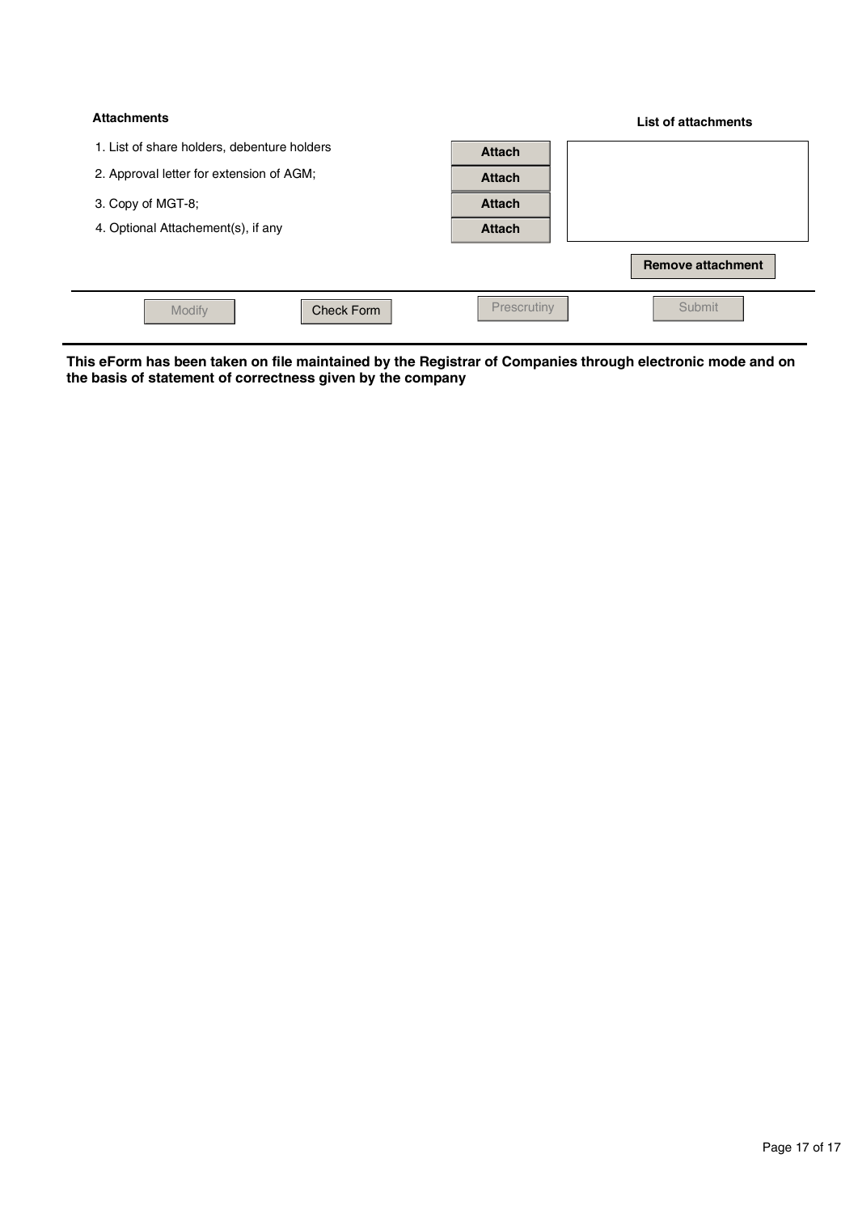**Attachments**

**List of attachments**

1. List of share holders, debenture holders
2. Approval letter for extension of AGM;
3. Copy of MGT-8;
4. Optional Attachement(s), if any

Attach

Attach

Attach

Attach

Remove attachment

Modify | Check Form | Prescrutiny | Submit

**This eForm has been taken on file maintained by the Registrar of Companies through electronic mode and on the basis of statement of correctness given by the company**